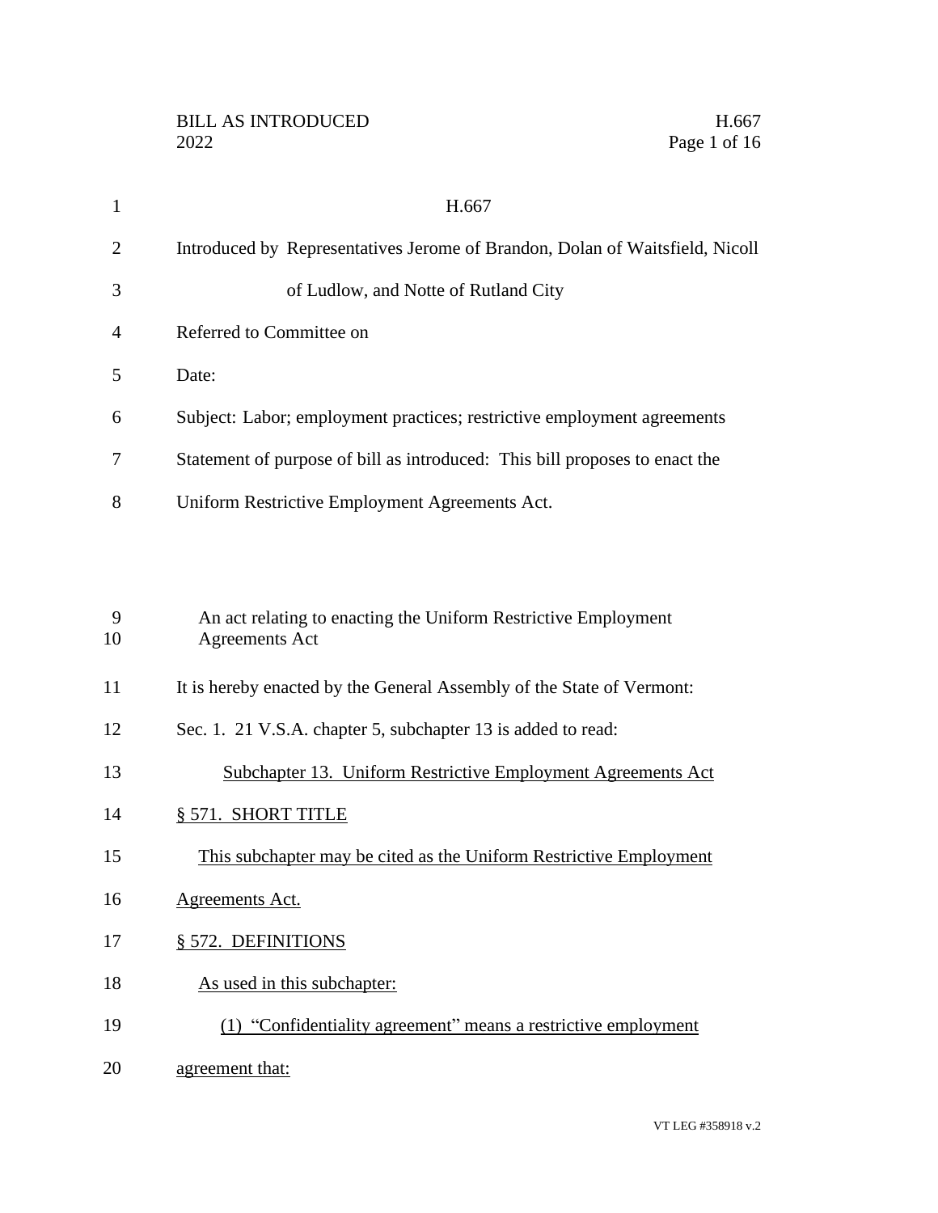H.667

Introduced by Representatives Jerome of Brandon, Dolan of Waitsfield, Nicoll of Ludlow, and Notte of Rutland City

Referred to Committee on

Date:

Subject: Labor; employment practices; restrictive employment agreements

Statement of purpose of bill as introduced: This bill proposes to enact the Uniform Restrictive Employment Agreements Act.

An act relating to enacting the Uniform Restrictive Employment Agreements Act

It is hereby enacted by the General Assembly of the State of Vermont:

Sec. 1. 21 V.S.A. chapter 5, subchapter 13 is added to read:

Subchapter 13. Uniform Restrictive Employment Agreements Act

§ 571. SHORT TITLE

This subchapter may be cited as the Uniform Restrictive Employment Agreements Act.

§ 572. DEFINITIONS

As used in this subchapter:

(1) "Confidentiality agreement" means a restrictive employment agreement that: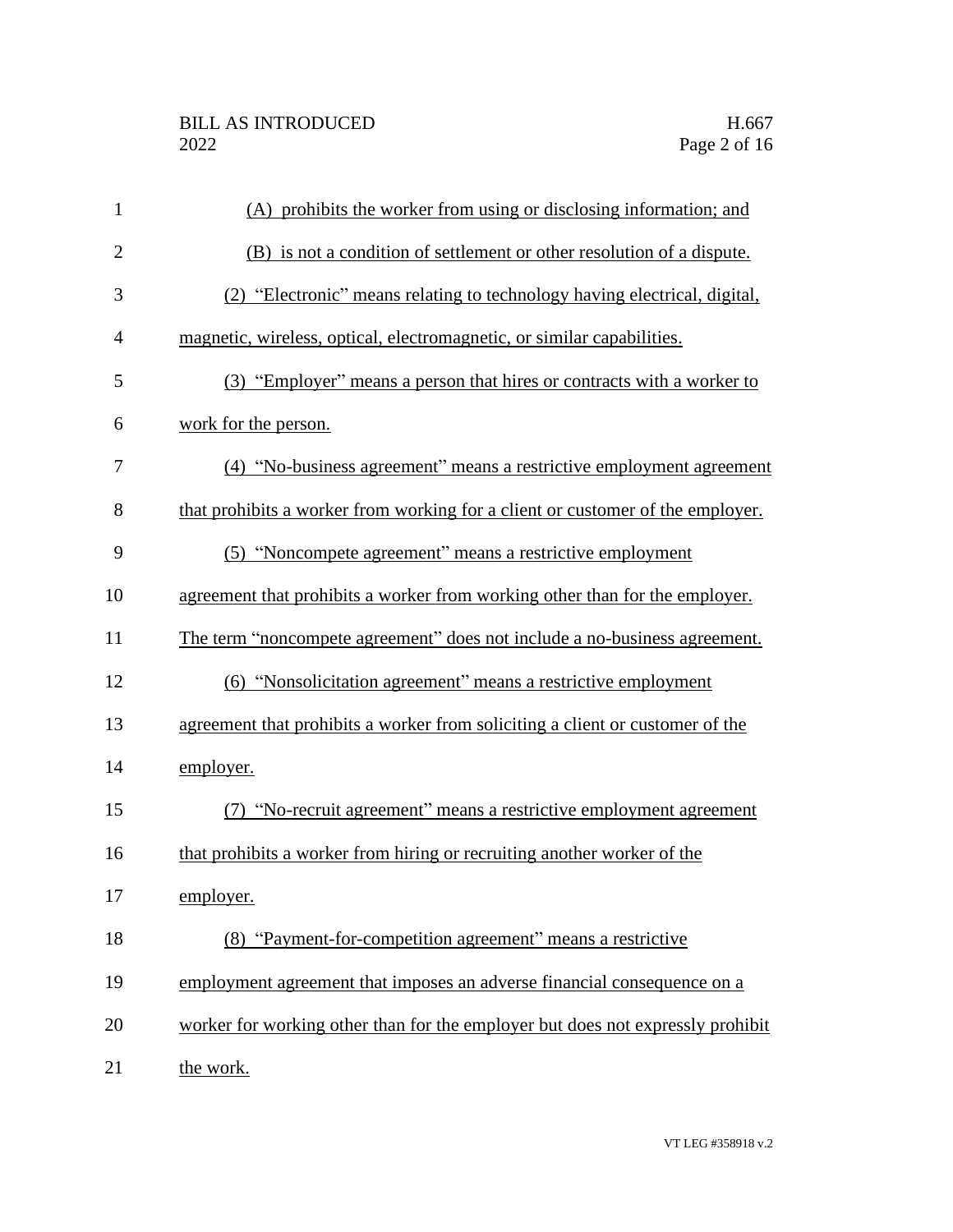(A) prohibits the worker from using or disclosing information; and

(B) is not a condition of settlement or other resolution of a dispute.

(2) "Electronic" means relating to technology having electrical, digital, magnetic, wireless, optical, electromagnetic, or similar capabilities.

(3) "Employer" means a person that hires or contracts with a worker to work for the person.

(4) "No-business agreement" means a restrictive employment agreement that prohibits a worker from working for a client or customer of the employer.

(5) "Noncompete agreement" means a restrictive employment agreement that prohibits a worker from working other than for the employer. The term "noncompete agreement" does not include a no-business agreement.

(6) "Nonsolicitation agreement" means a restrictive employment agreement that prohibits a worker from soliciting a client or customer of the employer.

(7) "No-recruit agreement" means a restrictive employment agreement that prohibits a worker from hiring or recruiting another worker of the employer.

(8) "Payment-for-competition agreement" means a restrictive employment agreement that imposes an adverse financial consequence on a worker for working other than for the employer but does not expressly prohibit the work.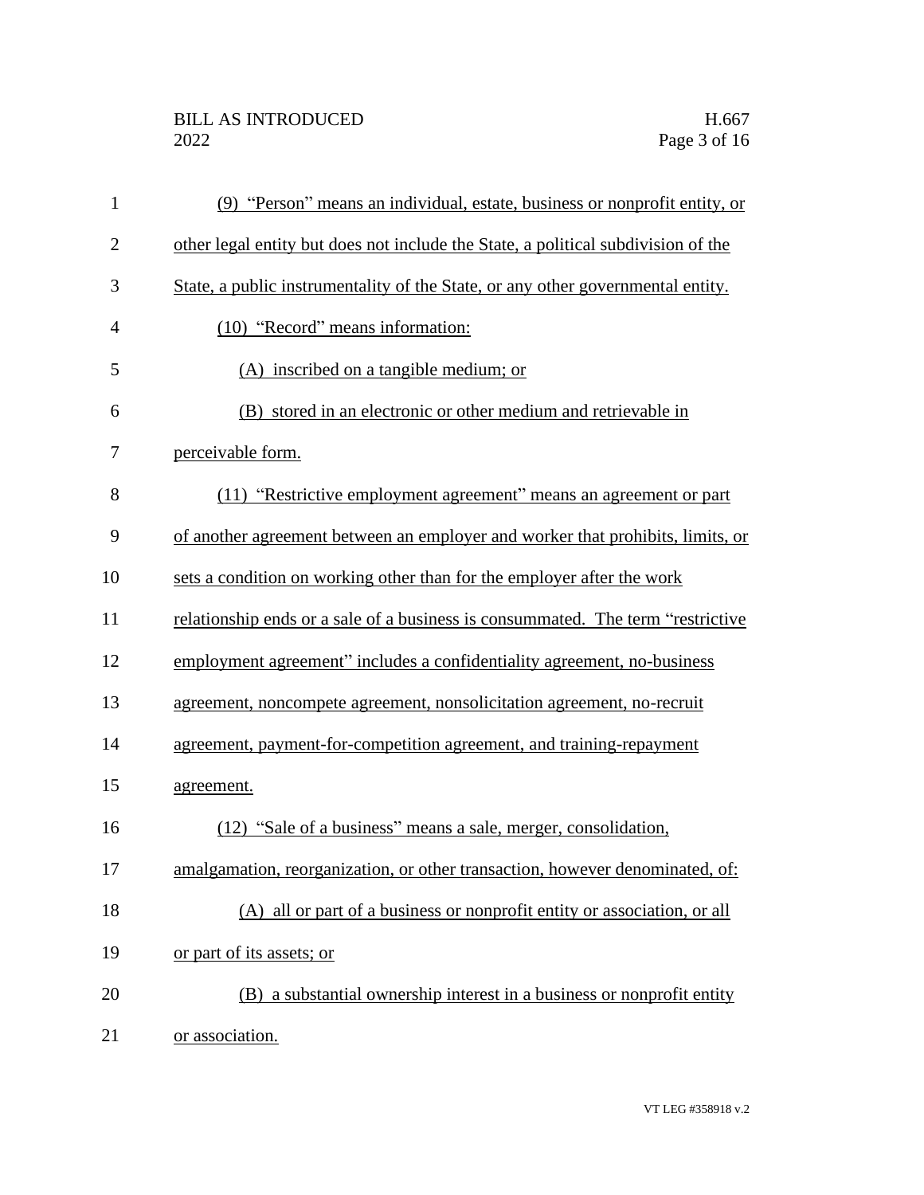(9) "Person" means an individual, estate, business or nonprofit entity, or other legal entity but does not include the State, a political subdivision of the State, a public instrumentality of the State, or any other governmental entity.

(10) "Record" means information:

(A) inscribed on a tangible medium; or

(B) stored in an electronic or other medium and retrievable in perceivable form.

(11) "Restrictive employment agreement" means an agreement or part of another agreement between an employer and worker that prohibits, limits, or sets a condition on working other than for the employer after the work relationship ends or a sale of a business is consummated. The term "restrictive employment agreement" includes a confidentiality agreement, no-business agreement, noncompete agreement, nonsolicitation agreement, no-recruit agreement, payment-for-competition agreement, and training-repayment agreement.

(12) "Sale of a business" means a sale, merger, consolidation, amalgamation, reorganization, or other transaction, however denominated, of:

(A) all or part of a business or nonprofit entity or association, or all or part of its assets; or

(B) a substantial ownership interest in a business or nonprofit entity or association.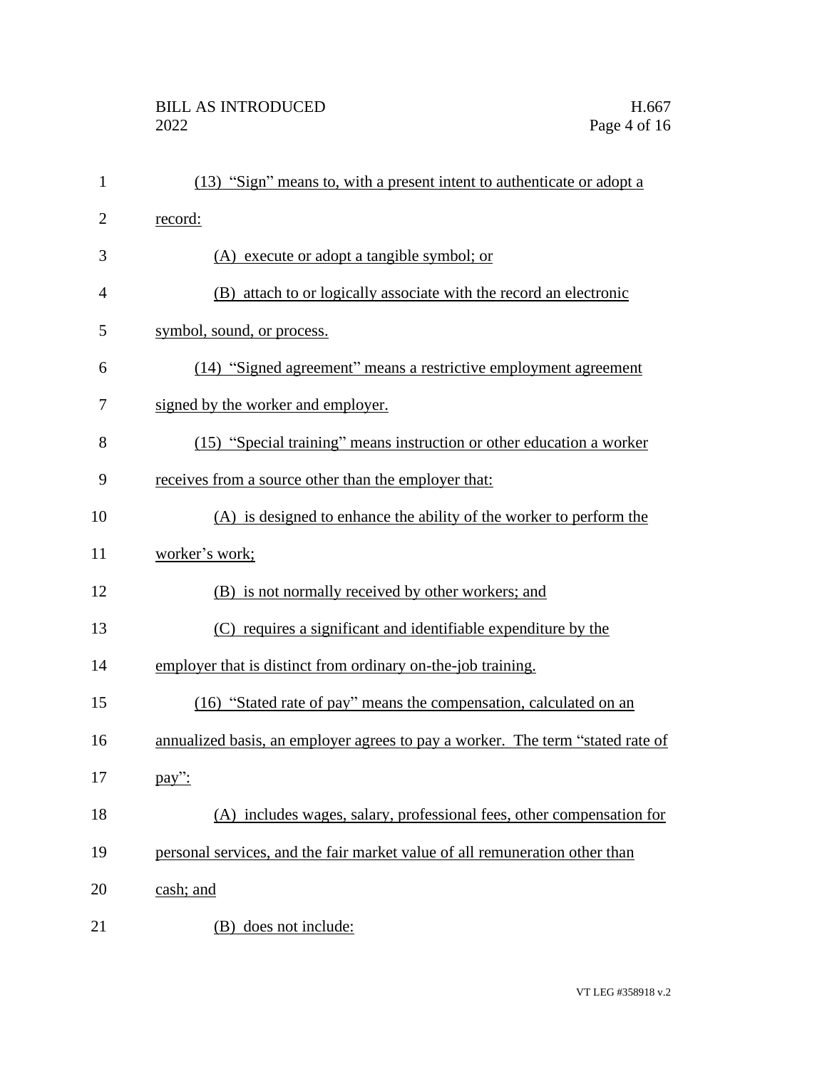(13) "Sign" means to, with a present intent to authenticate or adopt a record:

(A) execute or adopt a tangible symbol; or

(B) attach to or logically associate with the record an electronic symbol, sound, or process.

(14) "Signed agreement" means a restrictive employment agreement signed by the worker and employer.

(15) "Special training" means instruction or other education a worker receives from a source other than the employer that:

(A) is designed to enhance the ability of the worker to perform the worker's work;

(B) is not normally received by other workers; and

(C) requires a significant and identifiable expenditure by the employer that is distinct from ordinary on-the-job training.

(16) "Stated rate of pay" means the compensation, calculated on an annualized basis, an employer agrees to pay a worker. The term "stated rate of pay":

(A) includes wages, salary, professional fees, other compensation for personal services, and the fair market value of all remuneration other than cash; and

(B) does not include: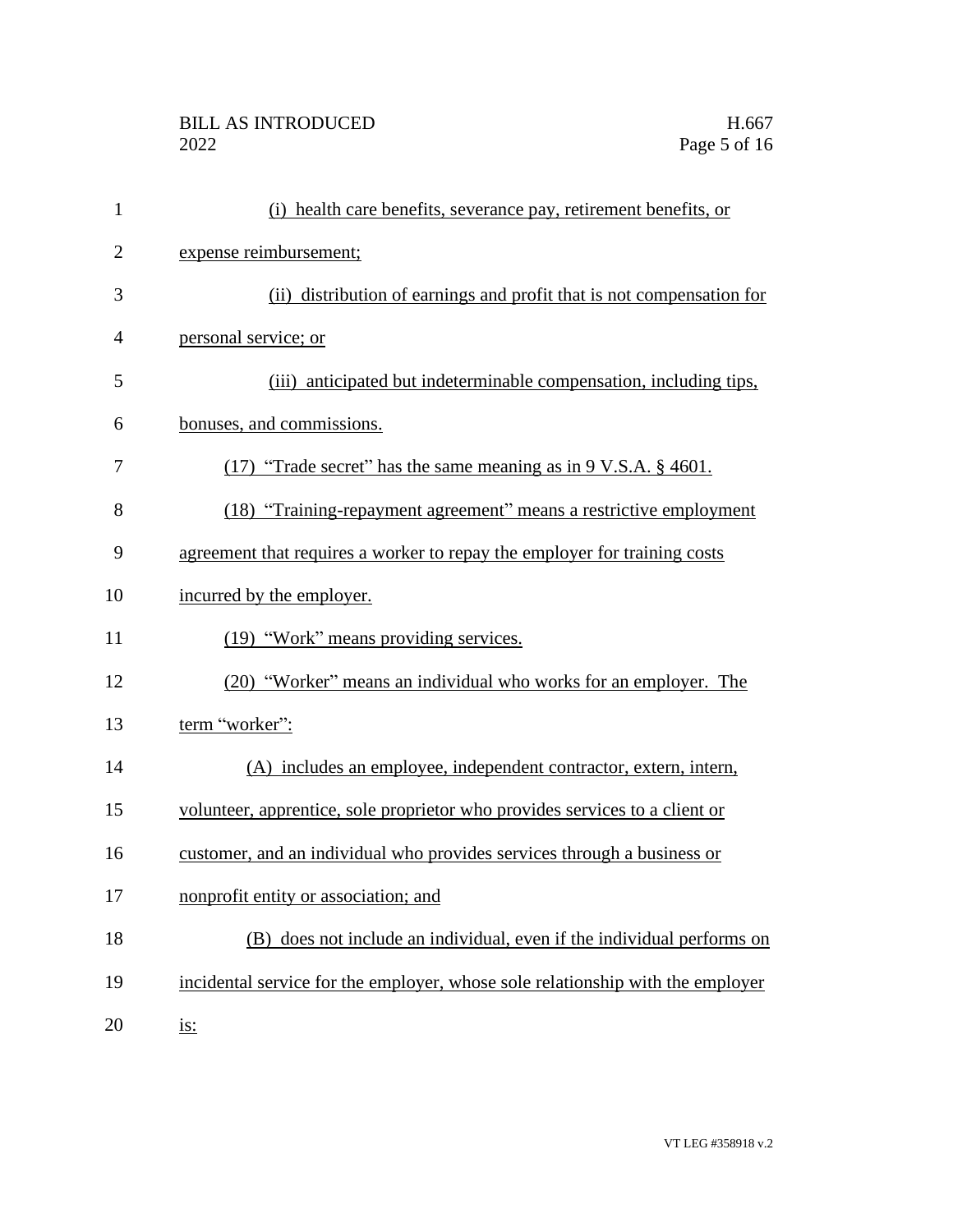(i) health care benefits, severance pay, retirement benefits, or expense reimbursement;

(ii) distribution of earnings and profit that is not compensation for personal service; or

(iii) anticipated but indeterminable compensation, including tips, bonuses, and commissions.

(17) "Trade secret" has the same meaning as in 9 V.S.A. § 4601.

(18) "Training-repayment agreement" means a restrictive employment agreement that requires a worker to repay the employer for training costs incurred by the employer.

(19) "Work" means providing services.

(20) "Worker" means an individual who works for an employer. The term "worker":

(A) includes an employee, independent contractor, extern, intern, volunteer, apprentice, sole proprietor who provides services to a client or customer, and an individual who provides services through a business or nonprofit entity or association; and

(B) does not include an individual, even if the individual performs on incidental service for the employer, whose sole relationship with the employer is: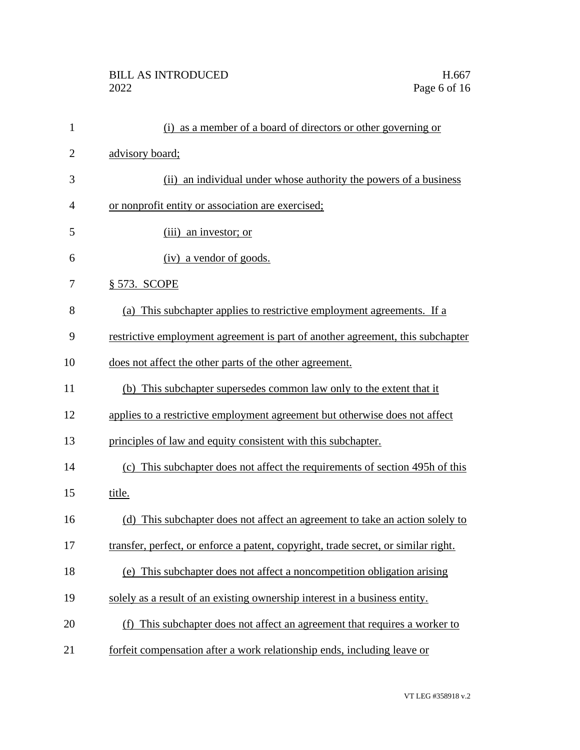(i) as a member of a board of directors or other governing or advisory board;

(ii) an individual under whose authority the powers of a business or nonprofit entity or association are exercised;

(iii) an investor; or

(iv) a vendor of goods.

§ 573. SCOPE

(a) This subchapter applies to restrictive employment agreements. If a restrictive employment agreement is part of another agreement, this subchapter does not affect the other parts of the other agreement.

(b) This subchapter supersedes common law only to the extent that it applies to a restrictive employment agreement but otherwise does not affect principles of law and equity consistent with this subchapter.

(c) This subchapter does not affect the requirements of section 495h of this title.

(d) This subchapter does not affect an agreement to take an action solely to transfer, perfect, or enforce a patent, copyright, trade secret, or similar right.

(e) This subchapter does not affect a noncompetition obligation arising solely as a result of an existing ownership interest in a business entity.

(f) This subchapter does not affect an agreement that requires a worker to forfeit compensation after a work relationship ends, including leave or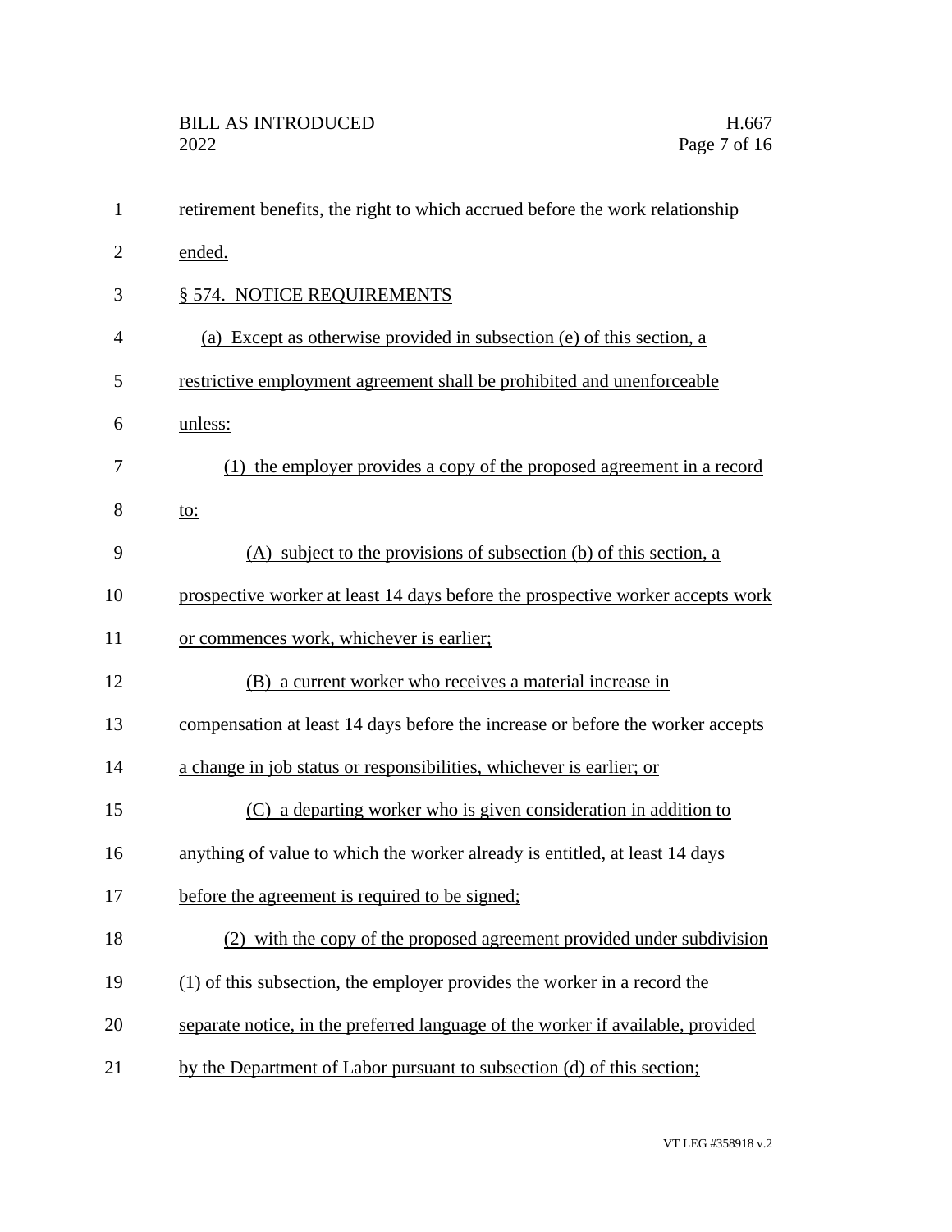retirement benefits, the right to which accrued before the work relationship ended.

§ 574. NOTICE REQUIREMENTS

(a) Except as otherwise provided in subsection (e) of this section, a restrictive employment agreement shall be prohibited and unenforceable unless:

(1) the employer provides a copy of the proposed agreement in a record to:

(A) subject to the provisions of subsection (b) of this section, a prospective worker at least 14 days before the prospective worker accepts work or commences work, whichever is earlier;

(B) a current worker who receives a material increase in compensation at least 14 days before the increase or before the worker accepts a change in job status or responsibilities, whichever is earlier; or

(C) a departing worker who is given consideration in addition to anything of value to which the worker already is entitled, at least 14 days before the agreement is required to be signed;

(2) with the copy of the proposed agreement provided under subdivision (1) of this subsection, the employer provides the worker in a record the separate notice, in the preferred language of the worker if available, provided by the Department of Labor pursuant to subsection (d) of this section;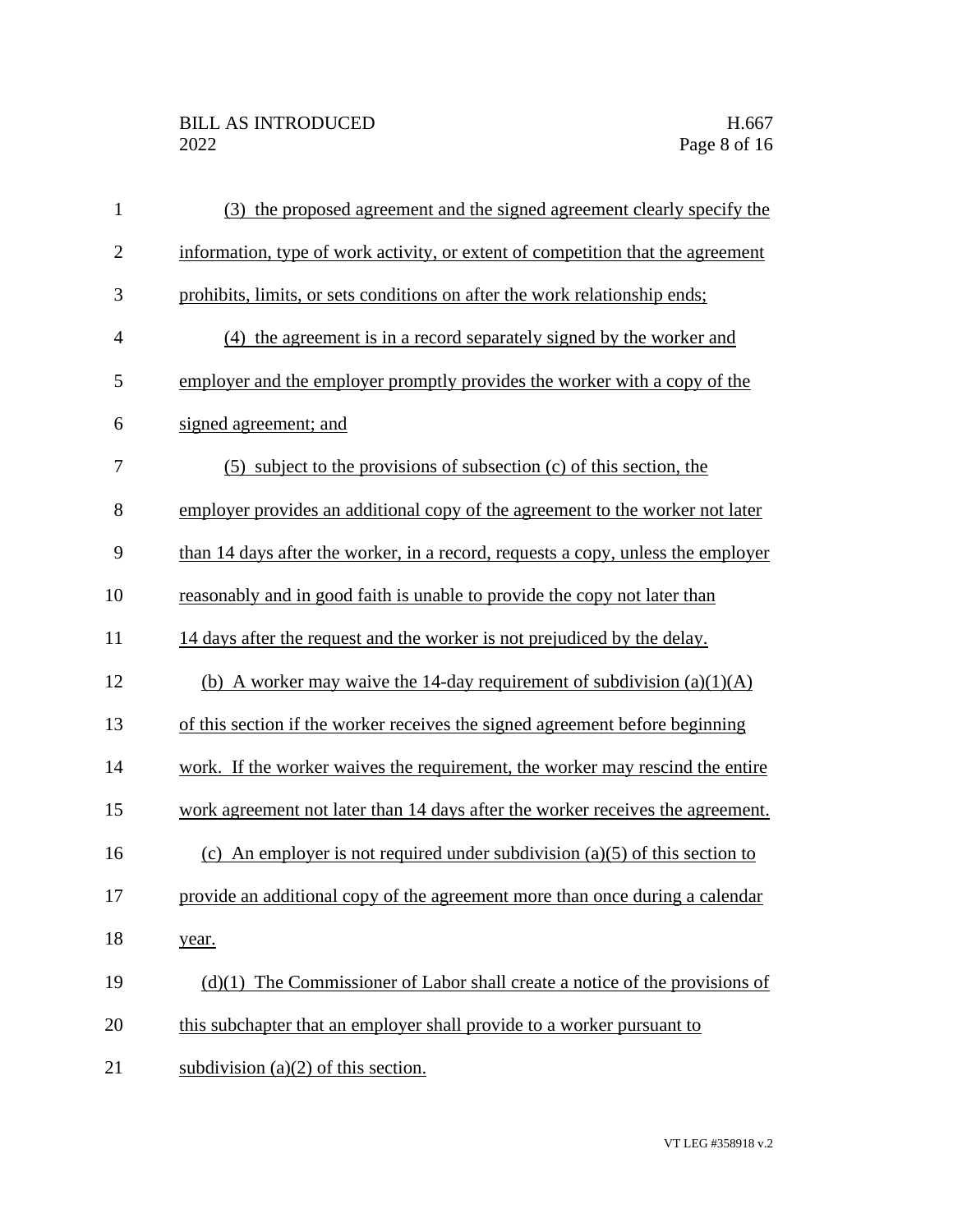(3) the proposed agreement and the signed agreement clearly specify the information, type of work activity, or extent of competition that the agreement prohibits, limits, or sets conditions on after the work relationship ends;

(4) the agreement is in a record separately signed by the worker and employer and the employer promptly provides the worker with a copy of the signed agreement; and

(5) subject to the provisions of subsection (c) of this section, the employer provides an additional copy of the agreement to the worker not later than 14 days after the worker, in a record, requests a copy, unless the employer reasonably and in good faith is unable to provide the copy not later than 14 days after the request and the worker is not prejudiced by the delay.

(b) A worker may waive the 14-day requirement of subdivision (a)(1)(A) of this section if the worker receives the signed agreement before beginning work. If the worker waives the requirement, the worker may rescind the entire work agreement not later than 14 days after the worker receives the agreement.

(c) An employer is not required under subdivision (a)(5) of this section to provide an additional copy of the agreement more than once during a calendar year.

(d)(1) The Commissioner of Labor shall create a notice of the provisions of this subchapter that an employer shall provide to a worker pursuant to subdivision (a)(2) of this section.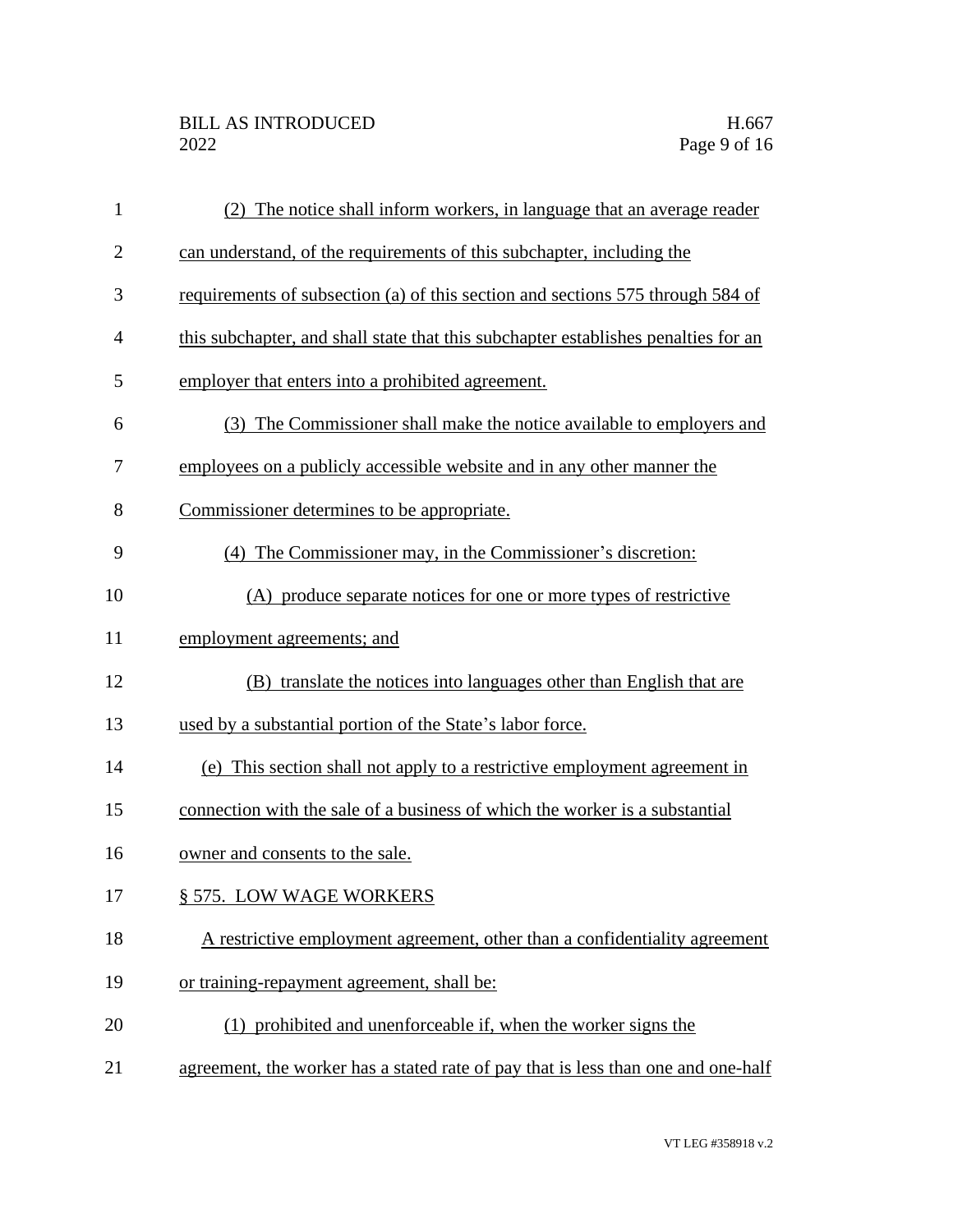(2) The notice shall inform workers, in language that an average reader can understand, of the requirements of this subchapter, including the requirements of subsection (a) of this section and sections 575 through 584 of this subchapter, and shall state that this subchapter establishes penalties for an employer that enters into a prohibited agreement.

(3) The Commissioner shall make the notice available to employers and employees on a publicly accessible website and in any other manner the Commissioner determines to be appropriate.

(4) The Commissioner may, in the Commissioner's discretion:

(A) produce separate notices for one or more types of restrictive employment agreements; and

(B) translate the notices into languages other than English that are used by a substantial portion of the State's labor force.

(e) This section shall not apply to a restrictive employment agreement in connection with the sale of a business of which the worker is a substantial owner and consents to the sale.

§ 575. LOW WAGE WORKERS

A restrictive employment agreement, other than a confidentiality agreement or training-repayment agreement, shall be:

(1) prohibited and unenforceable if, when the worker signs the agreement, the worker has a stated rate of pay that is less than one and one-half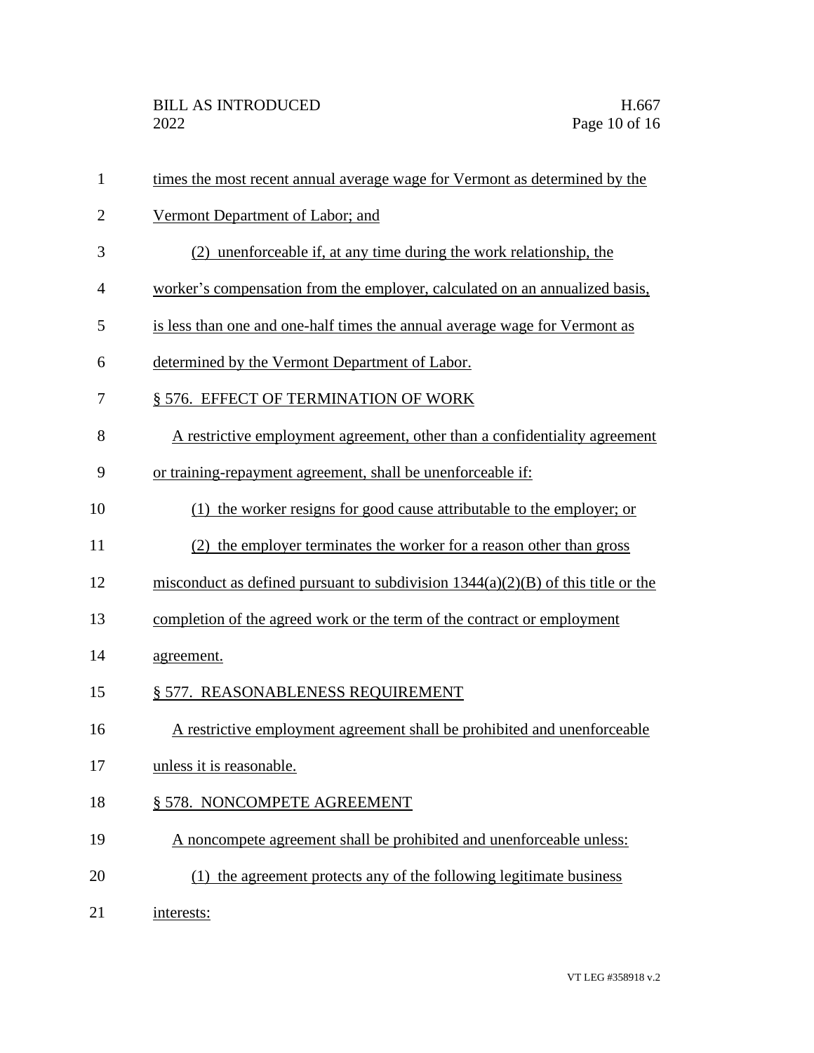times the most recent annual average wage for Vermont as determined by the Vermont Department of Labor; and

(2) unenforceable if, at any time during the work relationship, the worker's compensation from the employer, calculated on an annualized basis, is less than one and one-half times the annual average wage for Vermont as determined by the Vermont Department of Labor.

§ 576. EFFECT OF TERMINATION OF WORK

A restrictive employment agreement, other than a confidentiality agreement or training-repayment agreement, shall be unenforceable if:

(1) the worker resigns for good cause attributable to the employer; or

(2) the employer terminates the worker for a reason other than gross misconduct as defined pursuant to subdivision 1344(a)(2)(B) of this title or the completion of the agreed work or the term of the contract or employment agreement.

§ 577. REASONABLENESS REQUIREMENT

A restrictive employment agreement shall be prohibited and unenforceable unless it is reasonable.

§ 578. NONCOMPETE AGREEMENT

A noncompete agreement shall be prohibited and unenforceable unless:

(1) the agreement protects any of the following legitimate business interests: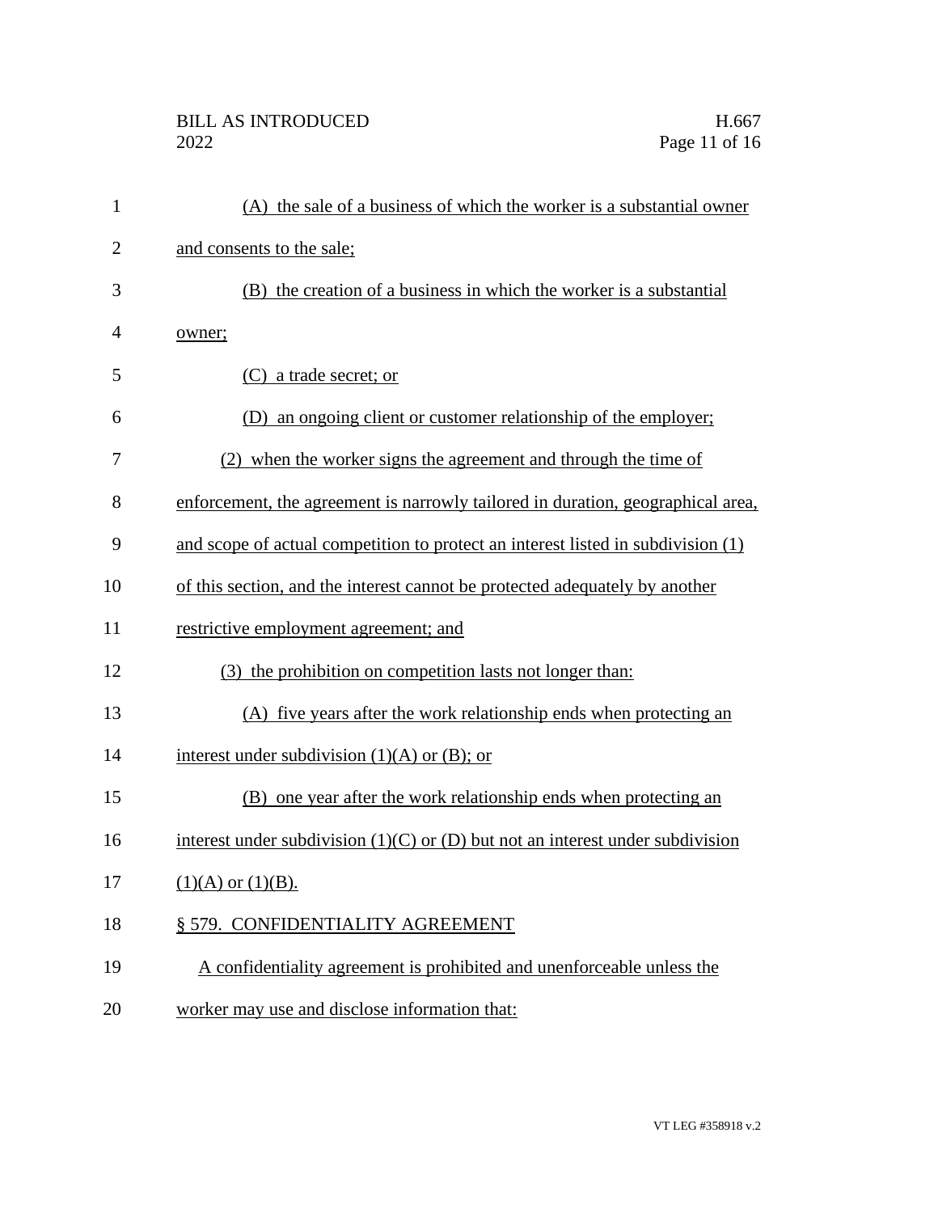(A) the sale of a business of which the worker is a substantial owner and consents to the sale;

(B) the creation of a business in which the worker is a substantial owner;

(C) a trade secret; or

(D) an ongoing client or customer relationship of the employer;

(2) when the worker signs the agreement and through the time of enforcement, the agreement is narrowly tailored in duration, geographical area, and scope of actual competition to protect an interest listed in subdivision (1) of this section, and the interest cannot be protected adequately by another restrictive employment agreement; and

(3) the prohibition on competition lasts not longer than:

(A) five years after the work relationship ends when protecting an interest under subdivision (1)(A) or (B); or

(B) one year after the work relationship ends when protecting an interest under subdivision (1)(C) or (D) but not an interest under subdivision (1)(A) or (1)(B).

§ 579. CONFIDENTIALITY AGREEMENT

A confidentiality agreement is prohibited and unenforceable unless the worker may use and disclose information that: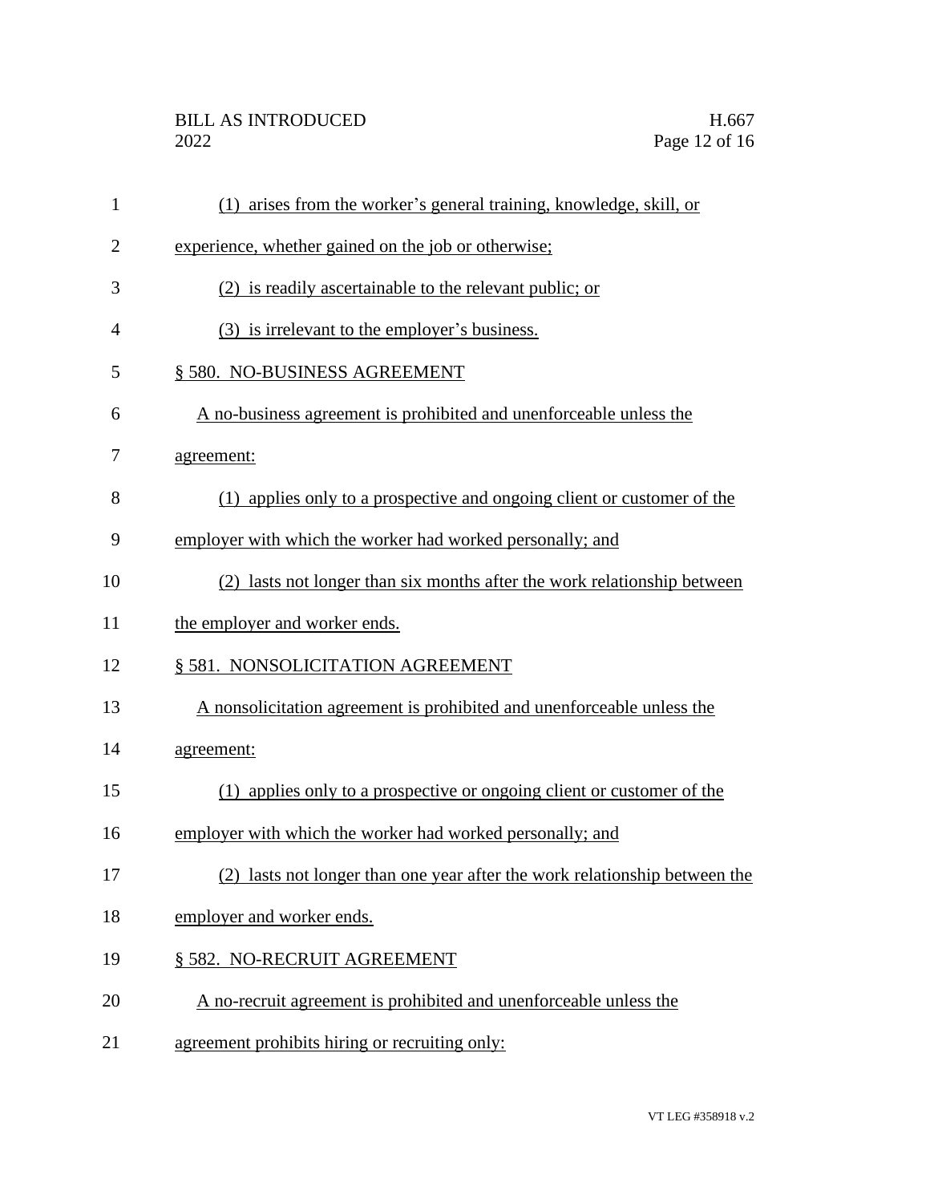(1) arises from the worker's general training, knowledge, skill, or experience, whether gained on the job or otherwise;

(2) is readily ascertainable to the relevant public; or

(3) is irrelevant to the employer's business.

§ 580. NO-BUSINESS AGREEMENT

A no-business agreement is prohibited and unenforceable unless the agreement:

(1) applies only to a prospective and ongoing client or customer of the employer with which the worker had worked personally; and

(2) lasts not longer than six months after the work relationship between the employer and worker ends.

§ 581. NONSOLICITATION AGREEMENT

A nonsolicitation agreement is prohibited and unenforceable unless the agreement:

(1) applies only to a prospective or ongoing client or customer of the employer with which the worker had worked personally; and

(2) lasts not longer than one year after the work relationship between the employer and worker ends.

§ 582. NO-RECRUIT AGREEMENT

A no-recruit agreement is prohibited and unenforceable unless the agreement prohibits hiring or recruiting only: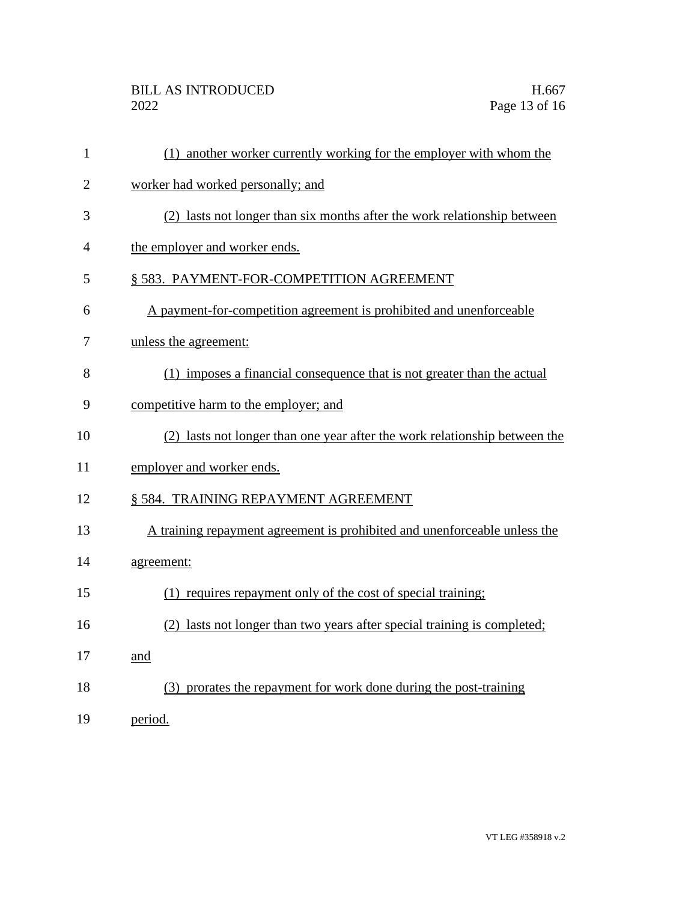(1) another worker currently working for the employer with whom the worker had worked personally; and

(2) lasts not longer than six months after the work relationship between the employer and worker ends.

§ 583. PAYMENT-FOR-COMPETITION AGREEMENT

A payment-for-competition agreement is prohibited and unenforceable unless the agreement:

(1) imposes a financial consequence that is not greater than the actual competitive harm to the employer; and

(2) lasts not longer than one year after the work relationship between the employer and worker ends.

§ 584. TRAINING REPAYMENT AGREEMENT

A training repayment agreement is prohibited and unenforceable unless the agreement:

(1) requires repayment only of the cost of special training;

(2) lasts not longer than two years after special training is completed; and

(3) prorates the repayment for work done during the post-training period.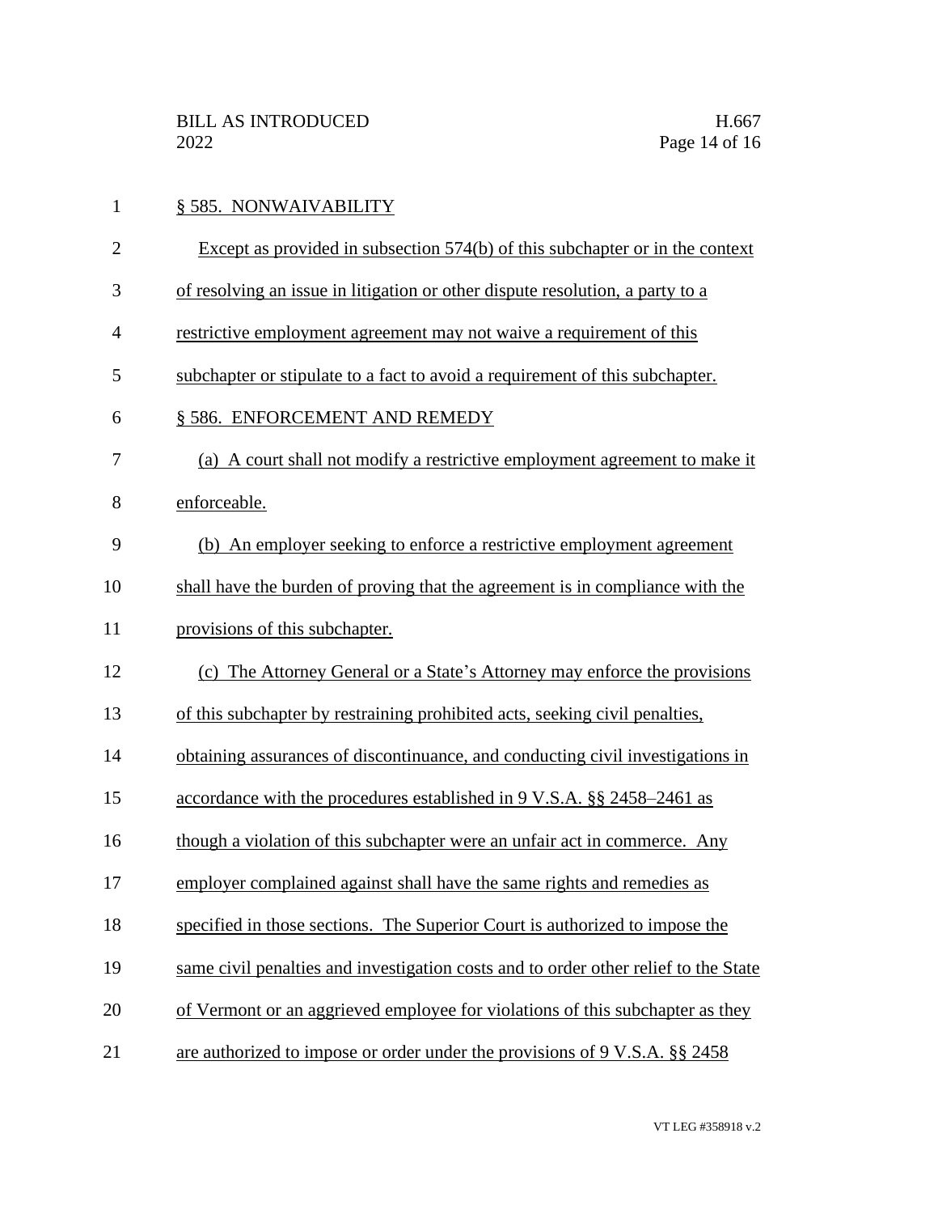§ 585. NONWAIVABILITY

Except as provided in subsection 574(b) of this subchapter or in the context of resolving an issue in litigation or other dispute resolution, a party to a restrictive employment agreement may not waive a requirement of this subchapter or stipulate to a fact to avoid a requirement of this subchapter.

§ 586. ENFORCEMENT AND REMEDY

(a) A court shall not modify a restrictive employment agreement to make it enforceable.

(b) An employer seeking to enforce a restrictive employment agreement shall have the burden of proving that the agreement is in compliance with the provisions of this subchapter.

(c) The Attorney General or a State's Attorney may enforce the provisions of this subchapter by restraining prohibited acts, seeking civil penalties, obtaining assurances of discontinuance, and conducting civil investigations in accordance with the procedures established in 9 V.S.A. §§ 2458–2461 as though a violation of this subchapter were an unfair act in commerce. Any employer complained against shall have the same rights and remedies as specified in those sections. The Superior Court is authorized to impose the same civil penalties and investigation costs and to order other relief to the State of Vermont or an aggrieved employee for violations of this subchapter as they are authorized to impose or order under the provisions of 9 V.S.A. §§ 2458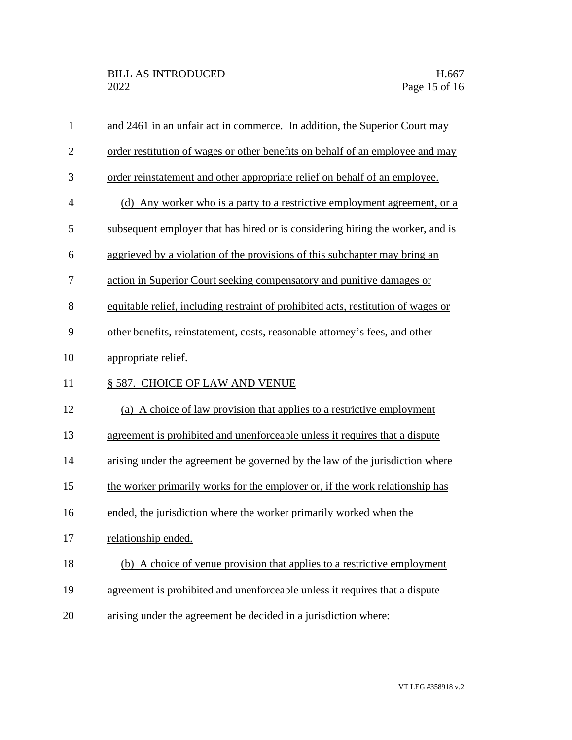and 2461 in an unfair act in commerce. In addition, the Superior Court may order restitution of wages or other benefits on behalf of an employee and may order reinstatement and other appropriate relief on behalf of an employee.

(d) Any worker who is a party to a restrictive employment agreement, or a subsequent employer that has hired or is considering hiring the worker, and is aggrieved by a violation of the provisions of this subchapter may bring an action in Superior Court seeking compensatory and punitive damages or equitable relief, including restraint of prohibited acts, restitution of wages or other benefits, reinstatement, costs, reasonable attorney's fees, and other appropriate relief.

§ 587. CHOICE OF LAW AND VENUE

(a) A choice of law provision that applies to a restrictive employment agreement is prohibited and unenforceable unless it requires that a dispute arising under the agreement be governed by the law of the jurisdiction where the worker primarily works for the employer or, if the work relationship has ended, the jurisdiction where the worker primarily worked when the relationship ended.

(b) A choice of venue provision that applies to a restrictive employment agreement is prohibited and unenforceable unless it requires that a dispute arising under the agreement be decided in a jurisdiction where: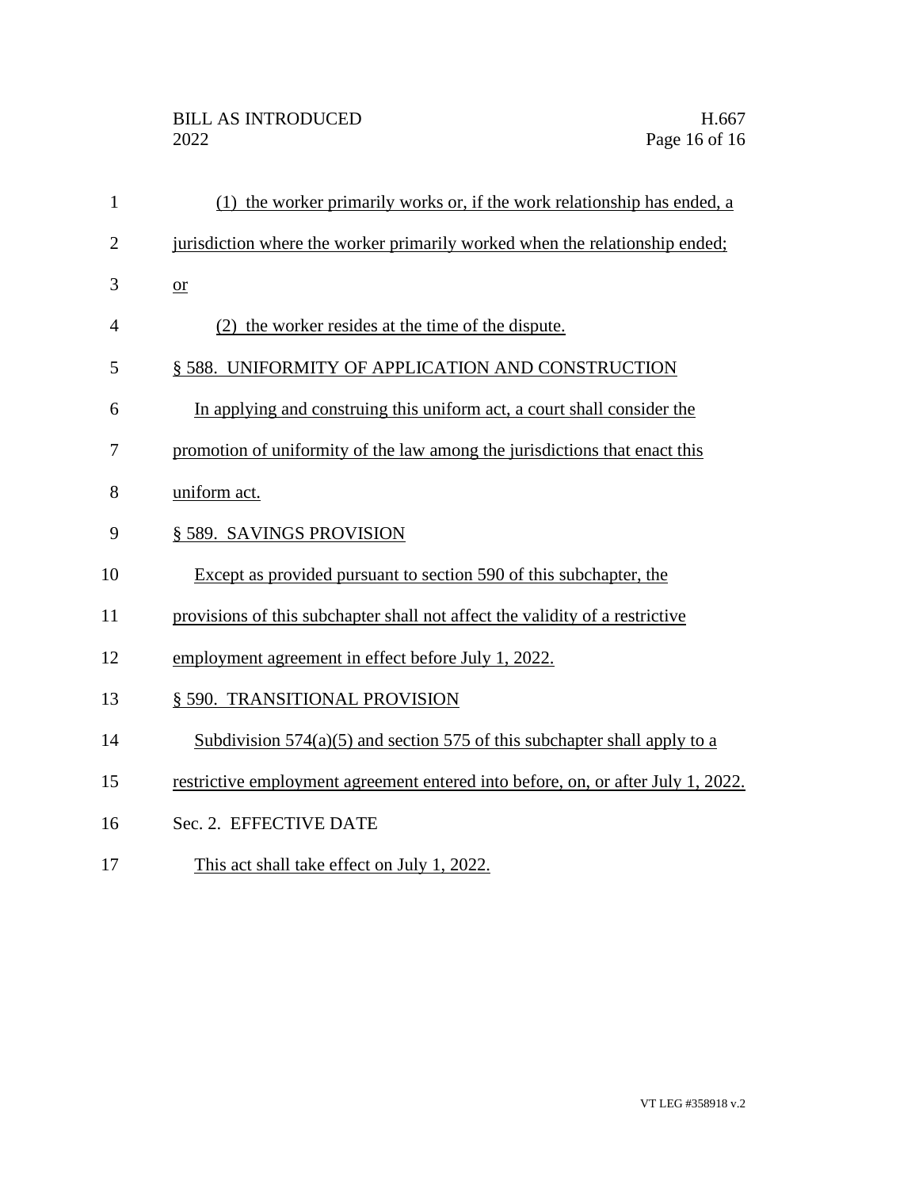(1) the worker primarily works or, if the work relationship has ended, a jurisdiction where the worker primarily worked when the relationship ended; or

(2) the worker resides at the time of the dispute.

§ 588. UNIFORMITY OF APPLICATION AND CONSTRUCTION

In applying and construing this uniform act, a court shall consider the promotion of uniformity of the law among the jurisdictions that enact this uniform act.

§ 589. SAVINGS PROVISION

Except as provided pursuant to section 590 of this subchapter, the provisions of this subchapter shall not affect the validity of a restrictive employment agreement in effect before July 1, 2022.

§ 590. TRANSITIONAL PROVISION

Subdivision 574(a)(5) and section 575 of this subchapter shall apply to a restrictive employment agreement entered into before, on, or after July 1, 2022.

Sec. 2. EFFECTIVE DATE

This act shall take effect on July 1, 2022.